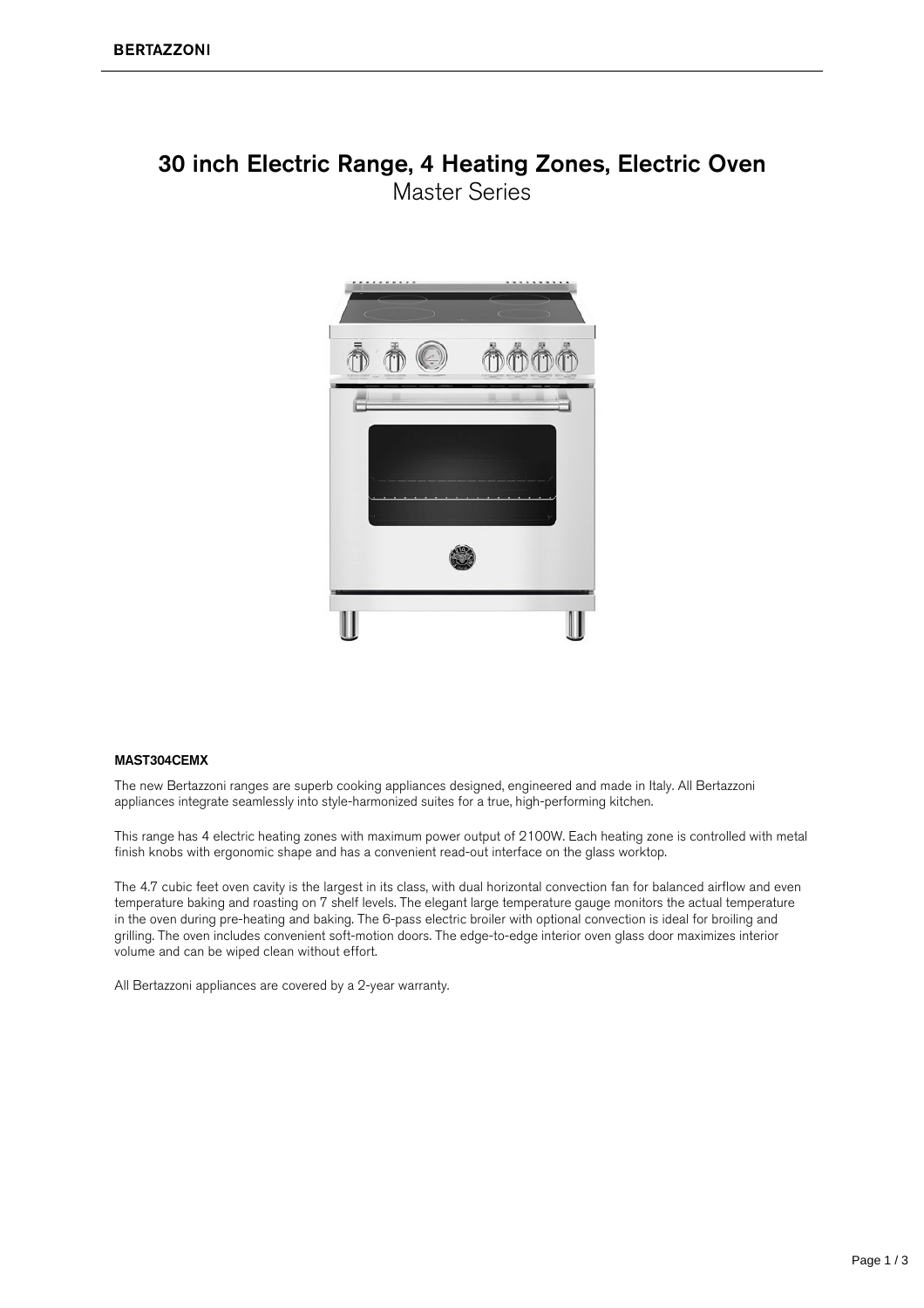BERTAZZONI

# 30 inch Electric Range, 4 Heating Zones, Electric Oven

## Master Series

**MAST304CEMX**

The new Bertazzoni ranges are superb cooking appliances designed, engineered and made in Italy. All Bertazzoni appliances integrate seamlessly into style-harmonized suites for a true, high-performing kitchen.

This range has 4 electric heating zones with maximum power output of 2100W. Each heating zone is controlled with metal finish knobs with ergonomic shape and has a convenient read-out interface on the glass worktop.

The 4.7 cubic feet oven cavity is the largest in its class, with dual horizontal convection fan for balanced airflow and even temperature baking and roasting on 7 shelf levels. The elegant large temperature gauge monitors the actual temperature in the oven during pre-heating and baking. The 6-pass electric broiler with optional convection is ideal for broiling and grilling. The oven includes convenient soft-motion doors. The edge-to-edge interior oven glass door maximizes interior volume and can be wiped clean without effort.

All Bertazzoni appliances are covered by a 2-year warranty.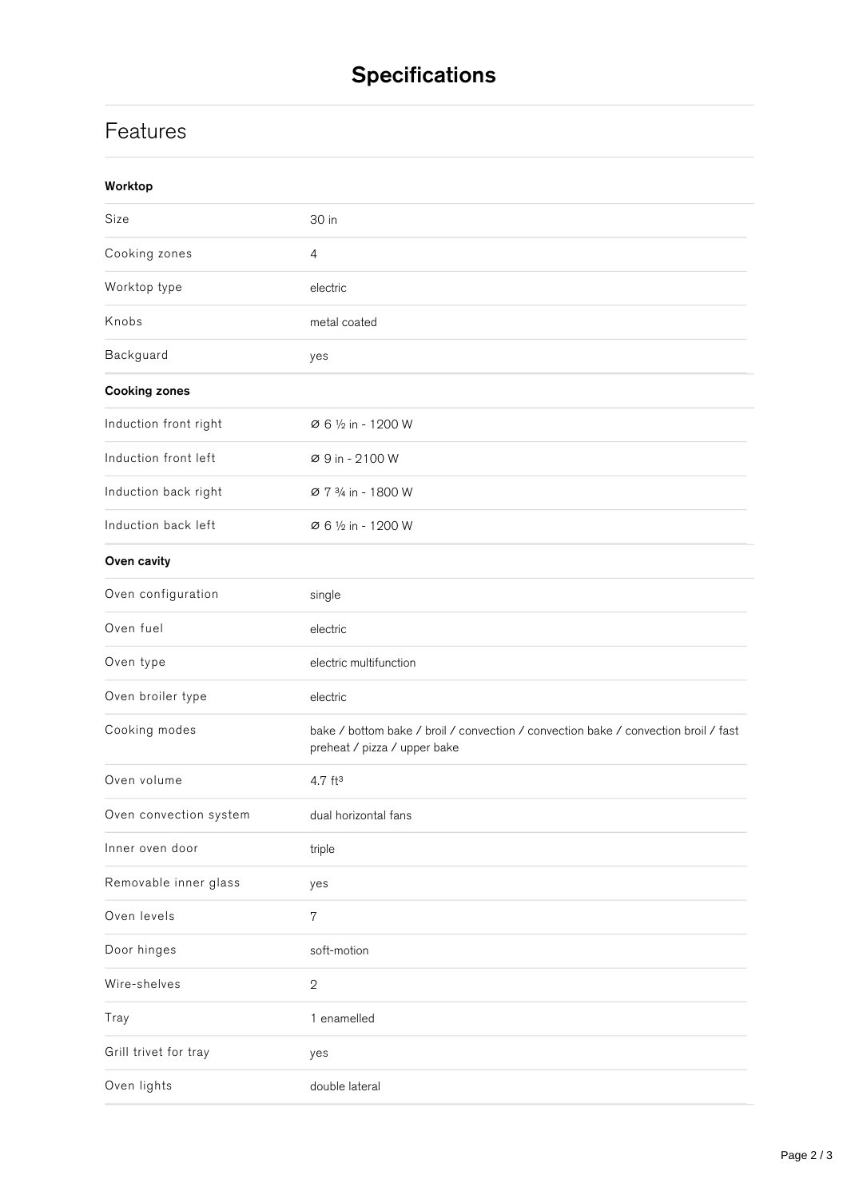# Specifications

## Features

**Worktop**

| | |
|---|---|
| Size | 30 in |
| Cooking zones | 4 |
| Worktop type | electric |
| Knobs | metal coated |
| Backguard | yes |

**Cooking zones**

| | |
|---|---|
| Induction front right | Ø 6 ½ in - 1200 W |
| Induction front left | Ø 9 in - 2100 W |
| Induction back right | Ø 7 ¾ in - 1800 W |
| Induction back left | Ø 6 ½ in - 1200 W |

**Oven cavity**

| | |
|---|---|
| Oven configuration | single |
| Oven fuel | electric |
| Oven type | electric multifunction |
| Oven broiler type | electric |
| Cooking modes | bake / bottom bake / broil / convection / convection bake / convection broil / fast preheat / pizza / upper bake |
| Oven volume | 4.7 ft³ |
| Oven convection system | dual horizontal fans |
| Inner oven door | triple |
| Removable inner glass | yes |
| Oven levels | 7 |
| Door hinges | soft-motion |
| Wire-shelves | 2 |
| Tray | 1 enamelled |
| Grill trivet for tray | yes |
| Oven lights | double lateral |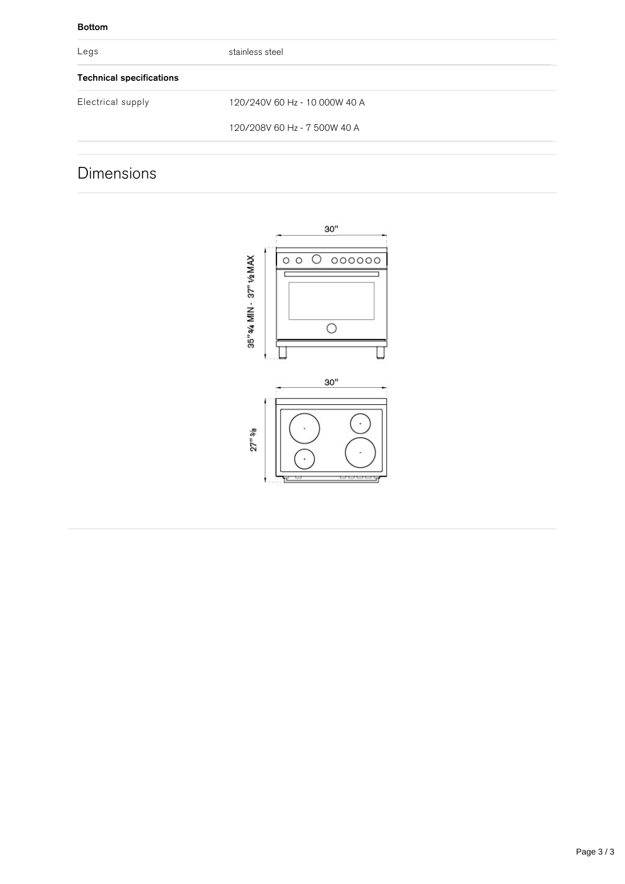**Bottom**

| | |
|---|---|
| Legs | stainless steel |

**Technical specifications**

| | |
|---|---|
| Electrical supply | 120/240V 60 Hz - 10 000W 40 A |
| | 120/208V 60 Hz - 7 500W 40 A |

## Dimensions

30"

35"3/4 MIN - 37" 1/2 MAX

30"

27" 3/8